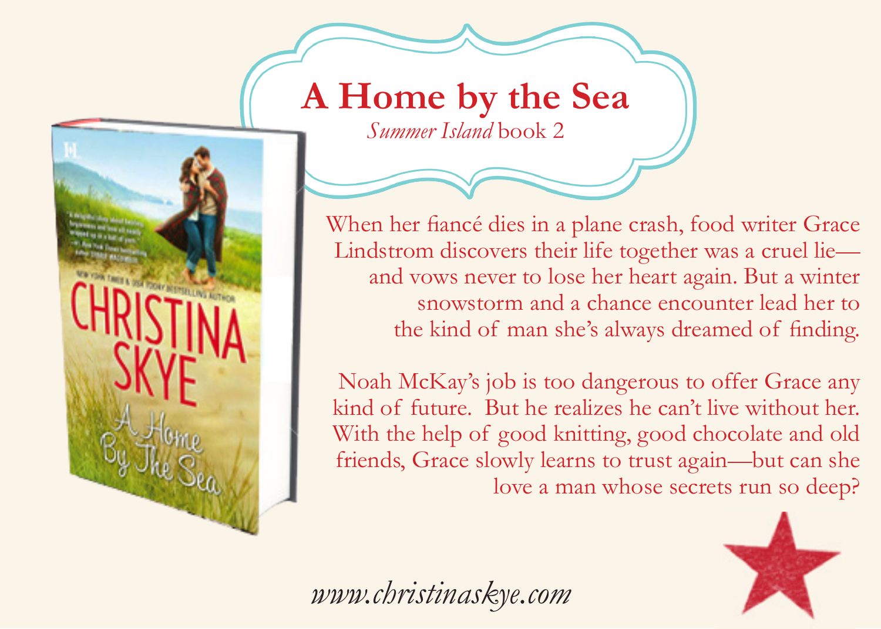# A Home by the Sea

*Summer Island* book 2

When her fiancé dies in a plane crash, food writer Grace Lindstrom discovers their life together was a cruel lie—and vows never to lose her heart again. But a winter snowstorm and a chance encounter lead her to the kind of man she's always dreamed of finding.

Noah McKay's job is too dangerous to offer Grace any kind of future. But he realizes he can't live without her. With the help of good knitting, good chocolate and old friends, Grace slowly learns to trust again—but can she love a man whose secrets run so deep?

*www.christinaskye.com*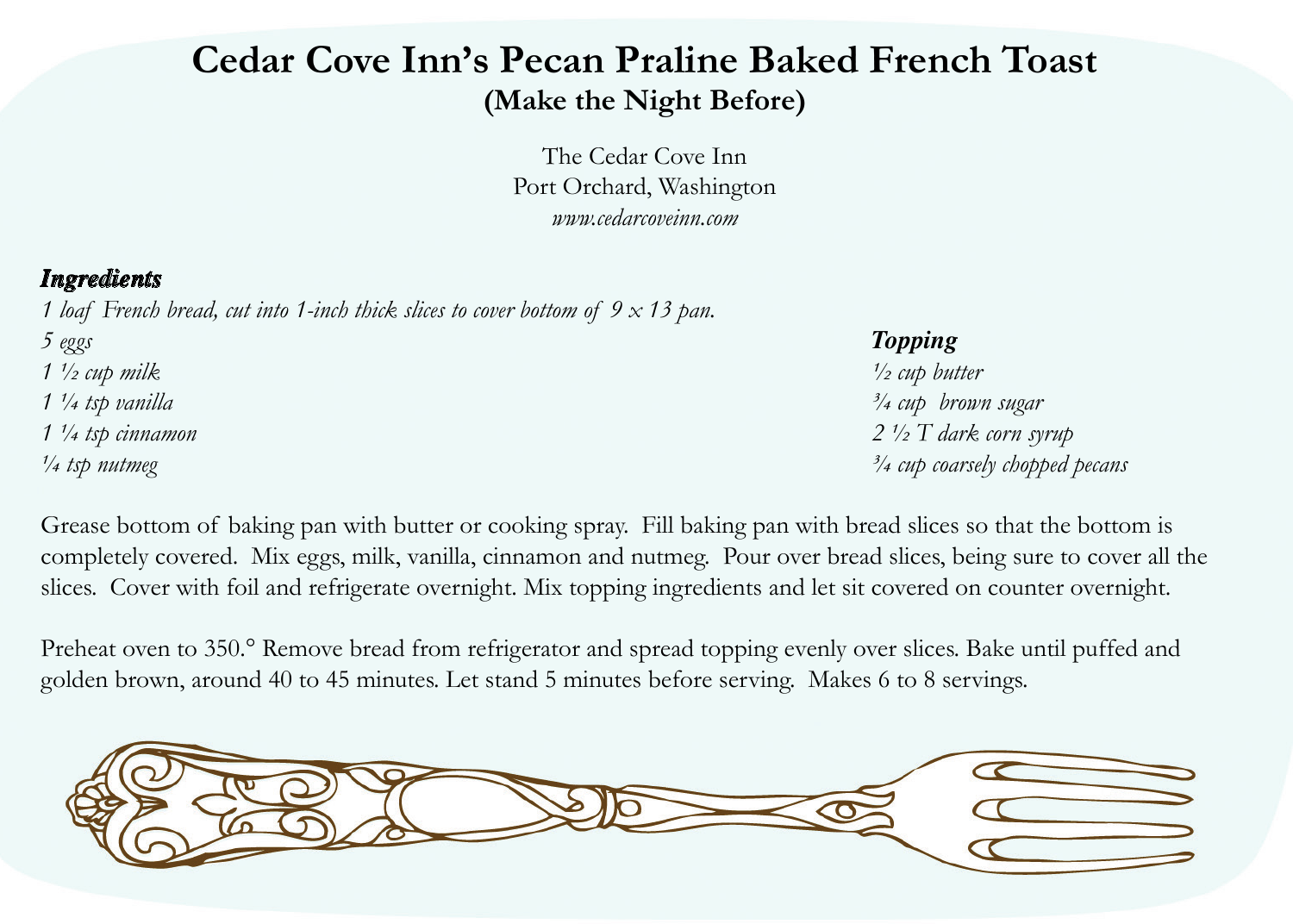# Cedar Cove Inn's Pecan Praline Baked French Toast
## (Make the Night Before)

The Cedar Cove Inn
Port Orchard, Washington
*www.cedarcoveinn.com*

### *Ingredients*

*1 loaf French bread, cut into 1-inch thick slices to cover bottom of 9 x 13 pan.*
*5 eggs*
*1 ½ cup milk*
*1 ¼ tsp vanilla*
*1 ¼ tsp cinnamon*
*¼ tsp nutmeg*

### *Topping*

*½ cup butter*
*¾ cup brown sugar*
*2 ½ T dark corn syrup*
*¾ cup coarsely chopped pecans*

Grease bottom of baking pan with butter or cooking spray. Fill baking pan with bread slices so that the bottom is completely covered. Mix eggs, milk, vanilla, cinnamon and nutmeg. Pour over bread slices, being sure to cover all the slices. Cover with foil and refrigerate overnight. Mix topping ingredients and let sit covered on counter overnight.

Preheat oven to 350.° Remove bread from refrigerator and spread topping evenly over slices. Bake until puffed and golden brown, around 40 to 45 minutes. Let stand 5 minutes before serving. Makes 6 to 8 servings.